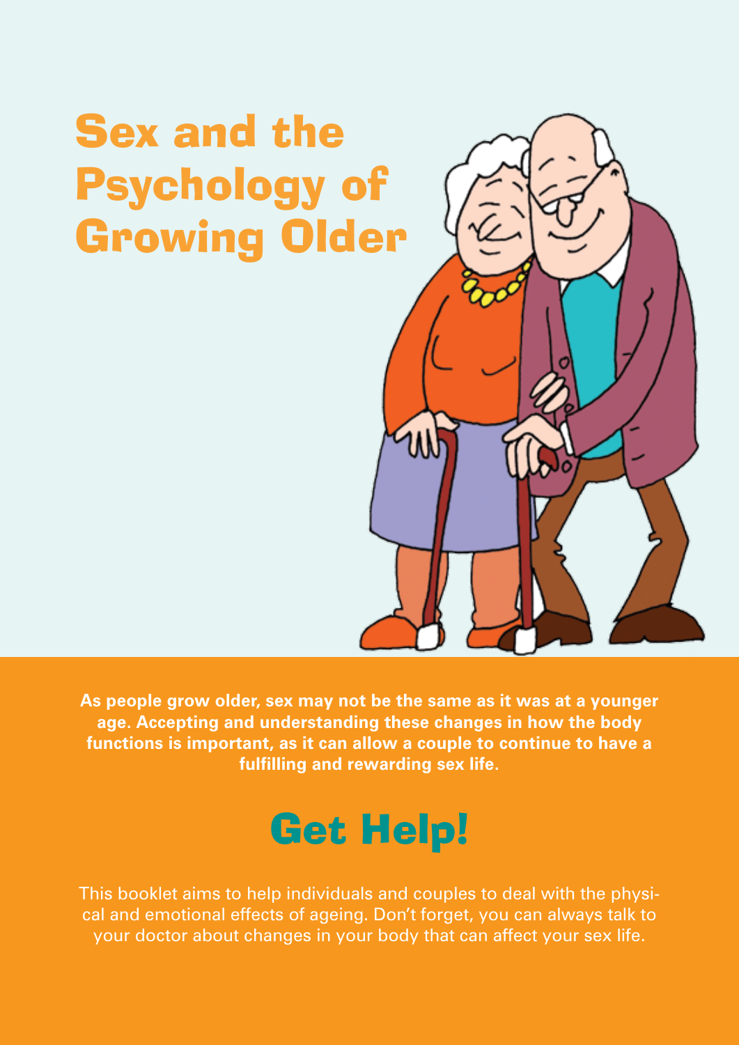# Sex and the Psychology of Growing Older

**As people grow older, sex may not be the same as it was at a younger age. Accepting and understanding these changes in how the body functions is important, as it can allow a couple to continue to have a fulfilling and rewarding sex life.**

## Get Help!

This booklet aims to help individuals and couples to deal with the physical and emotional effects of ageing. Don't forget, you can always talk to your doctor about changes in your body that can affect your sex life.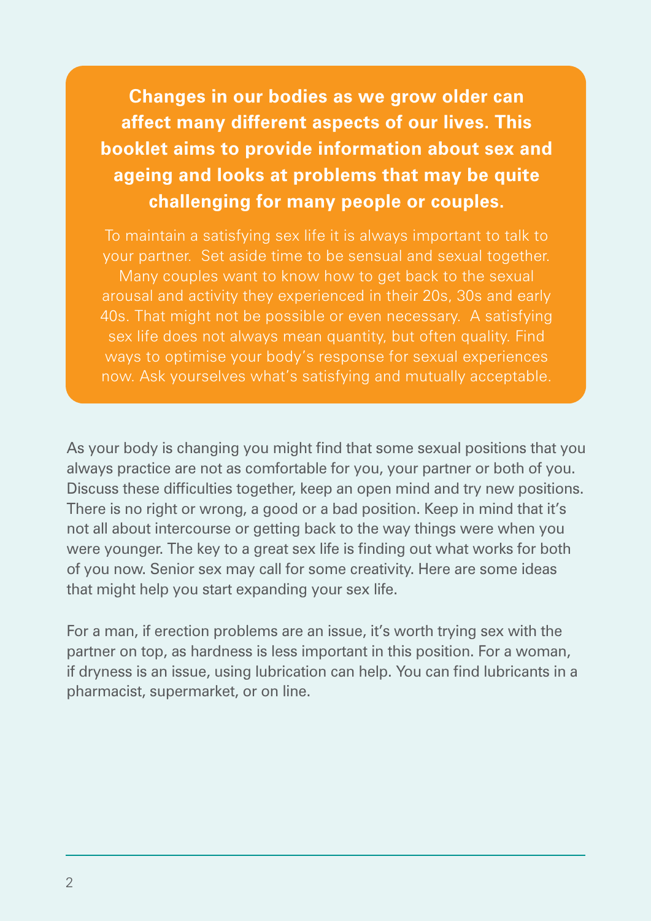**Changes in our bodies as we grow older can affect many different aspects of our lives. This booklet aims to provide information about sex and ageing and looks at problems that may be quite challenging for many people or couples.**

To maintain a satisfying sex life it is always important to talk to your partner. Set aside time to be sensual and sexual together. Many couples want to know how to get back to the sexual arousal and activity they experienced in their 20s, 30s and early 40s. That might not be possible or even necessary. A satisfying sex life does not always mean quantity, but often quality. Find ways to optimise your body's response for sexual experiences now. Ask yourselves what's satisfying and mutually acceptable.

As your body is changing you might find that some sexual positions that you always practice are not as comfortable for you, your partner or both of you. Discuss these difficulties together, keep an open mind and try new positions. There is no right or wrong, a good or a bad position. Keep in mind that it's not all about intercourse or getting back to the way things were when you were younger. The key to a great sex life is finding out what works for both of you now. Senior sex may call for some creativity. Here are some ideas that might help you start expanding your sex life.

For a man, if erection problems are an issue, it's worth trying sex with the partner on top, as hardness is less important in this position. For a woman, if dryness is an issue, using lubrication can help. You can find lubricants in a pharmacist, supermarket, or on line.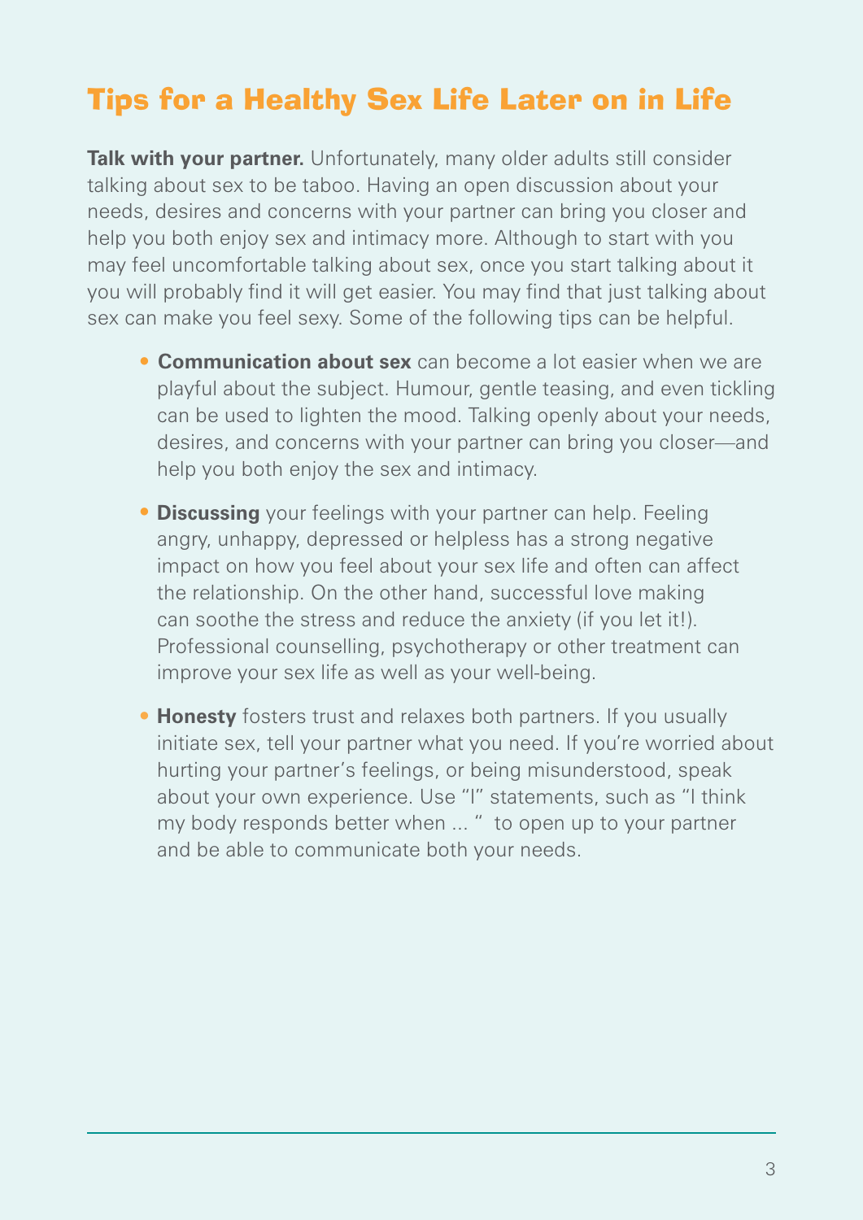## Tips for a Healthy Sex Life Later on in Life

**Talk with your partner.** Unfortunately, many older adults still consider talking about sex to be taboo. Having an open discussion about your needs, desires and concerns with your partner can bring you closer and help you both enjoy sex and intimacy more. Although to start with you may feel uncomfortable talking about sex, once you start talking about it you will probably find it will get easier. You may find that just talking about sex can make you feel sexy. Some of the following tips can be helpful.

- **Communication about sex** can become a lot easier when we are playful about the subject. Humour, gentle teasing, and even tickling can be used to lighten the mood. Talking openly about your needs, desires, and concerns with your partner can bring you closer—and help you both enjoy the sex and intimacy.
- **Discussing** your feelings with your partner can help. Feeling angry, unhappy, depressed or helpless has a strong negative impact on how you feel about your sex life and often can affect the relationship. On the other hand, successful love making can soothe the stress and reduce the anxiety (if you let it!). Professional counselling, psychotherapy or other treatment can improve your sex life as well as your well-being.
- **Honesty** fosters trust and relaxes both partners. If you usually initiate sex, tell your partner what you need. If you're worried about hurting your partner's feelings, or being misunderstood, speak about your own experience. Use "I" statements, such as "I think my body responds better when ... " to open up to your partner and be able to communicate both your needs.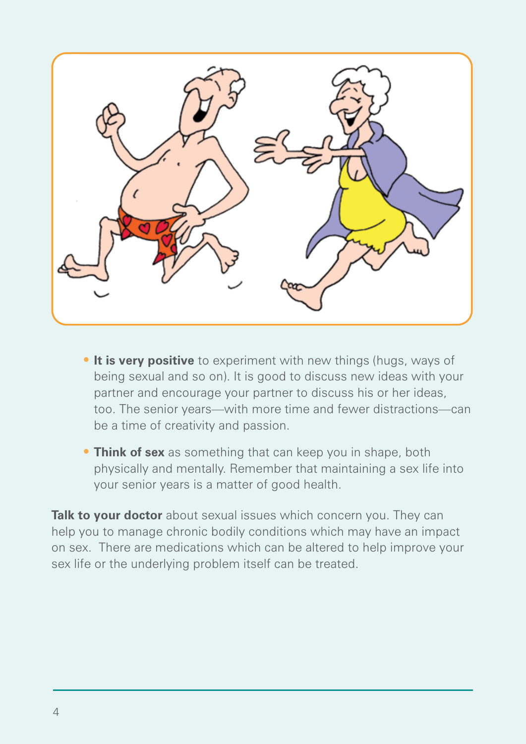- **It is very positive** to experiment with new things (hugs, ways of being sexual and so on). It is good to discuss new ideas with your partner and encourage your partner to discuss his or her ideas, too. The senior years—with more time and fewer distractions—can be a time of creativity and passion.
- **Think of sex** as something that can keep you in shape, both physically and mentally. Remember that maintaining a sex life into your senior years is a matter of good health.

**Talk to your doctor** about sexual issues which concern you. They can help you to manage chronic bodily conditions which may have an impact on sex. There are medications which can be altered to help improve your sex life or the underlying problem itself can be treated.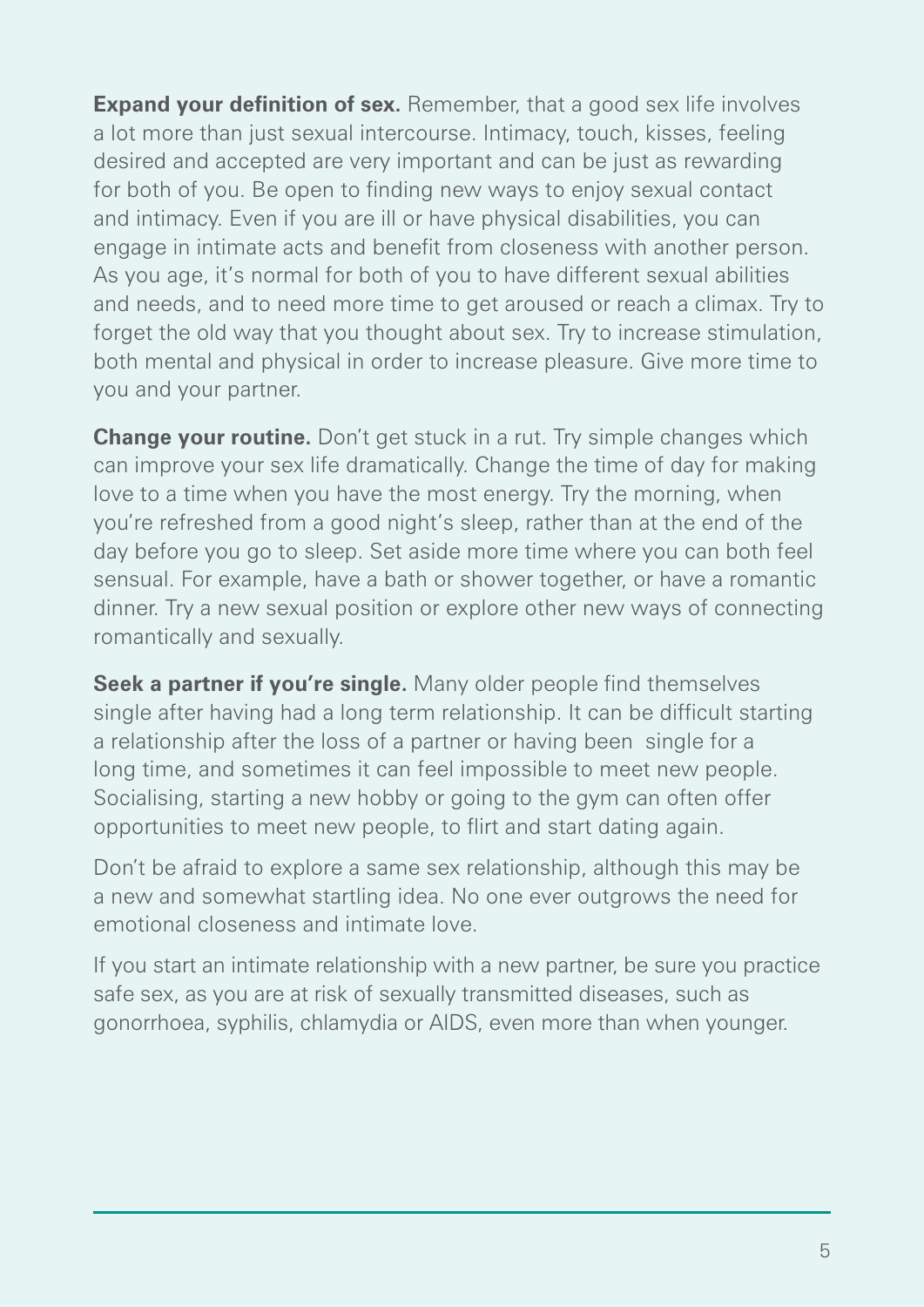**Expand your definition of sex.** Remember, that a good sex life involves a lot more than just sexual intercourse. Intimacy, touch, kisses, feeling desired and accepted are very important and can be just as rewarding for both of you. Be open to finding new ways to enjoy sexual contact and intimacy. Even if you are ill or have physical disabilities, you can engage in intimate acts and benefit from closeness with another person. As you age, it's normal for both of you to have different sexual abilities and needs, and to need more time to get aroused or reach a climax. Try to forget the old way that you thought about sex. Try to increase stimulation, both mental and physical in order to increase pleasure. Give more time to you and your partner.

**Change your routine.** Don't get stuck in a rut. Try simple changes which can improve your sex life dramatically. Change the time of day for making love to a time when you have the most energy. Try the morning, when you're refreshed from a good night's sleep, rather than at the end of the day before you go to sleep. Set aside more time where you can both feel sensual. For example, have a bath or shower together, or have a romantic dinner. Try a new sexual position or explore other new ways of connecting romantically and sexually.

**Seek a partner if you're single.** Many older people find themselves single after having had a long term relationship. It can be difficult starting a relationship after the loss of a partner or having been single for a long time, and sometimes it can feel impossible to meet new people. Socialising, starting a new hobby or going to the gym can often offer opportunities to meet new people, to flirt and start dating again.

Don't be afraid to explore a same sex relationship, although this may be a new and somewhat startling idea. No one ever outgrows the need for emotional closeness and intimate love.

If you start an intimate relationship with a new partner, be sure you practice safe sex, as you are at risk of sexually transmitted diseases, such as gonorrhoea, syphilis, chlamydia or AIDS, even more than when younger.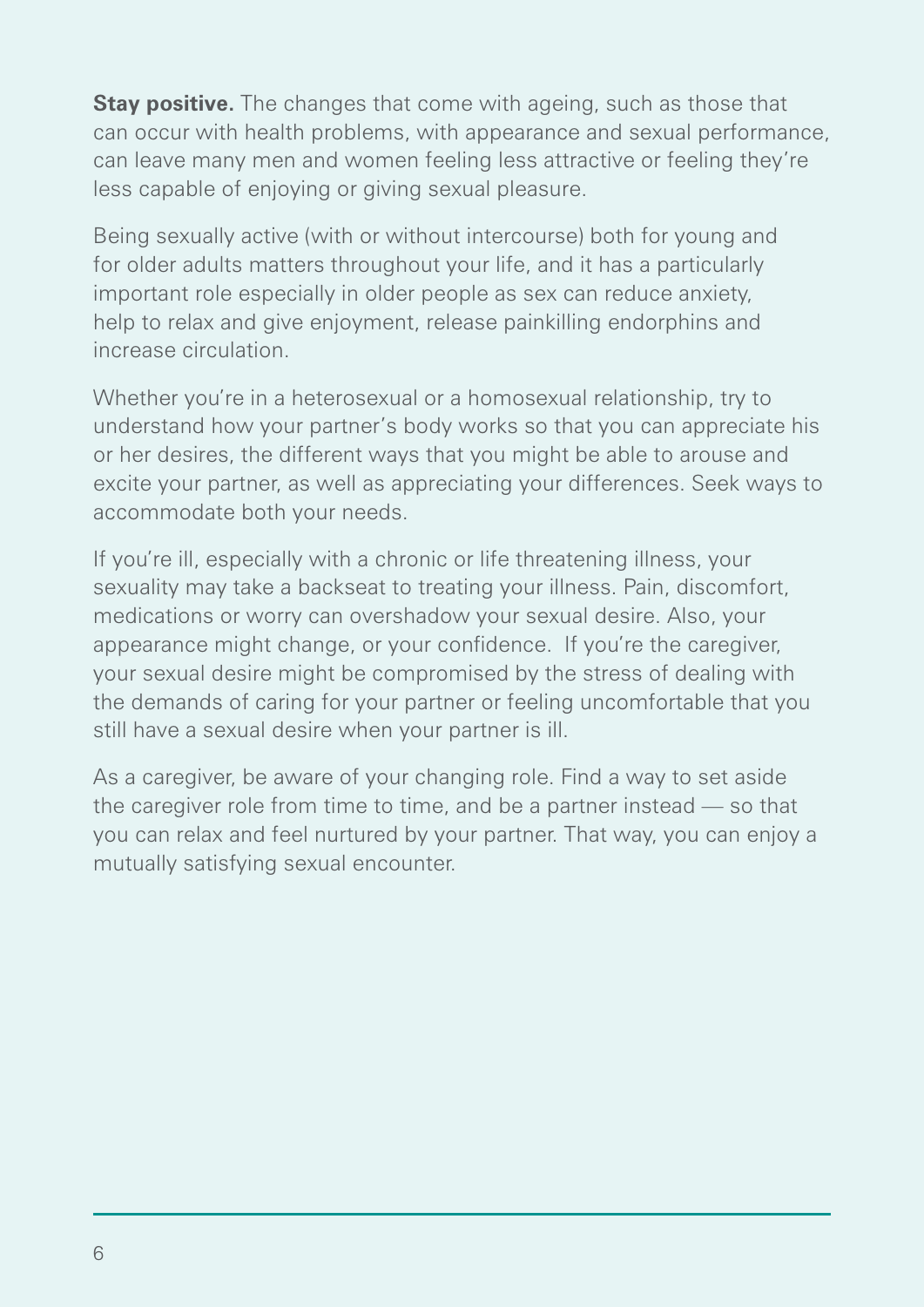**Stay positive.** The changes that come with ageing, such as those that can occur with health problems, with appearance and sexual performance, can leave many men and women feeling less attractive or feeling they're less capable of enjoying or giving sexual pleasure.

Being sexually active (with or without intercourse) both for young and for older adults matters throughout your life, and it has a particularly important role especially in older people as sex can reduce anxiety, help to relax and give enjoyment, release painkilling endorphins and increase circulation.

Whether you're in a heterosexual or a homosexual relationship, try to understand how your partner's body works so that you can appreciate his or her desires, the different ways that you might be able to arouse and excite your partner, as well as appreciating your differences. Seek ways to accommodate both your needs.

If you're ill, especially with a chronic or life threatening illness, your sexuality may take a backseat to treating your illness. Pain, discomfort, medications or worry can overshadow your sexual desire. Also, your appearance might change, or your confidence. If you're the caregiver, your sexual desire might be compromised by the stress of dealing with the demands of caring for your partner or feeling uncomfortable that you still have a sexual desire when your partner is ill.

As a caregiver, be aware of your changing role. Find a way to set aside the caregiver role from time to time, and be a partner instead — so that you can relax and feel nurtured by your partner. That way, you can enjoy a mutually satisfying sexual encounter.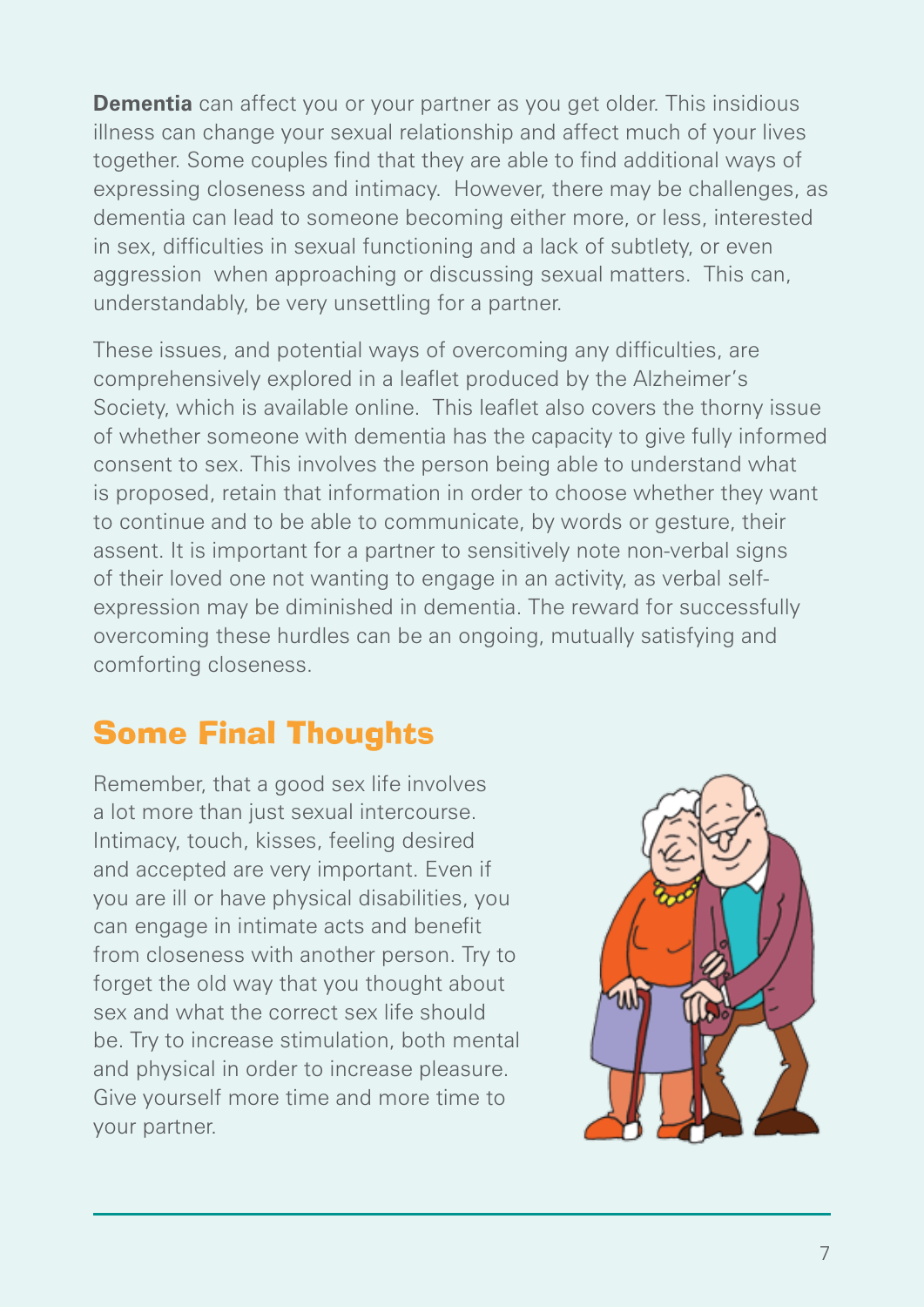**Dementia** can affect you or your partner as you get older. This insidious illness can change your sexual relationship and affect much of your lives together. Some couples find that they are able to find additional ways of expressing closeness and intimacy. However, there may be challenges, as dementia can lead to someone becoming either more, or less, interested in sex, difficulties in sexual functioning and a lack of subtlety, or even aggression when approaching or discussing sexual matters. This can, understandably, be very unsettling for a partner.

These issues, and potential ways of overcoming any difficulties, are comprehensively explored in a leaflet produced by the Alzheimer's Society, which is available online. This leaflet also covers the thorny issue of whether someone with dementia has the capacity to give fully informed consent to sex. This involves the person being able to understand what is proposed, retain that information in order to choose whether they want to continue and to be able to communicate, by words or gesture, their assent. It is important for a partner to sensitively note non-verbal signs of their loved one not wanting to engage in an activity, as verbal self-expression may be diminished in dementia. The reward for successfully overcoming these hurdles can be an ongoing, mutually satisfying and comforting closeness.

## Some Final Thoughts

Remember, that a good sex life involves a lot more than just sexual intercourse. Intimacy, touch, kisses, feeling desired and accepted are very important. Even if you are ill or have physical disabilities, you can engage in intimate acts and benefit from closeness with another person. Try to forget the old way that you thought about sex and what the correct sex life should be. Try to increase stimulation, both mental and physical in order to increase pleasure. Give yourself more time and more time to your partner.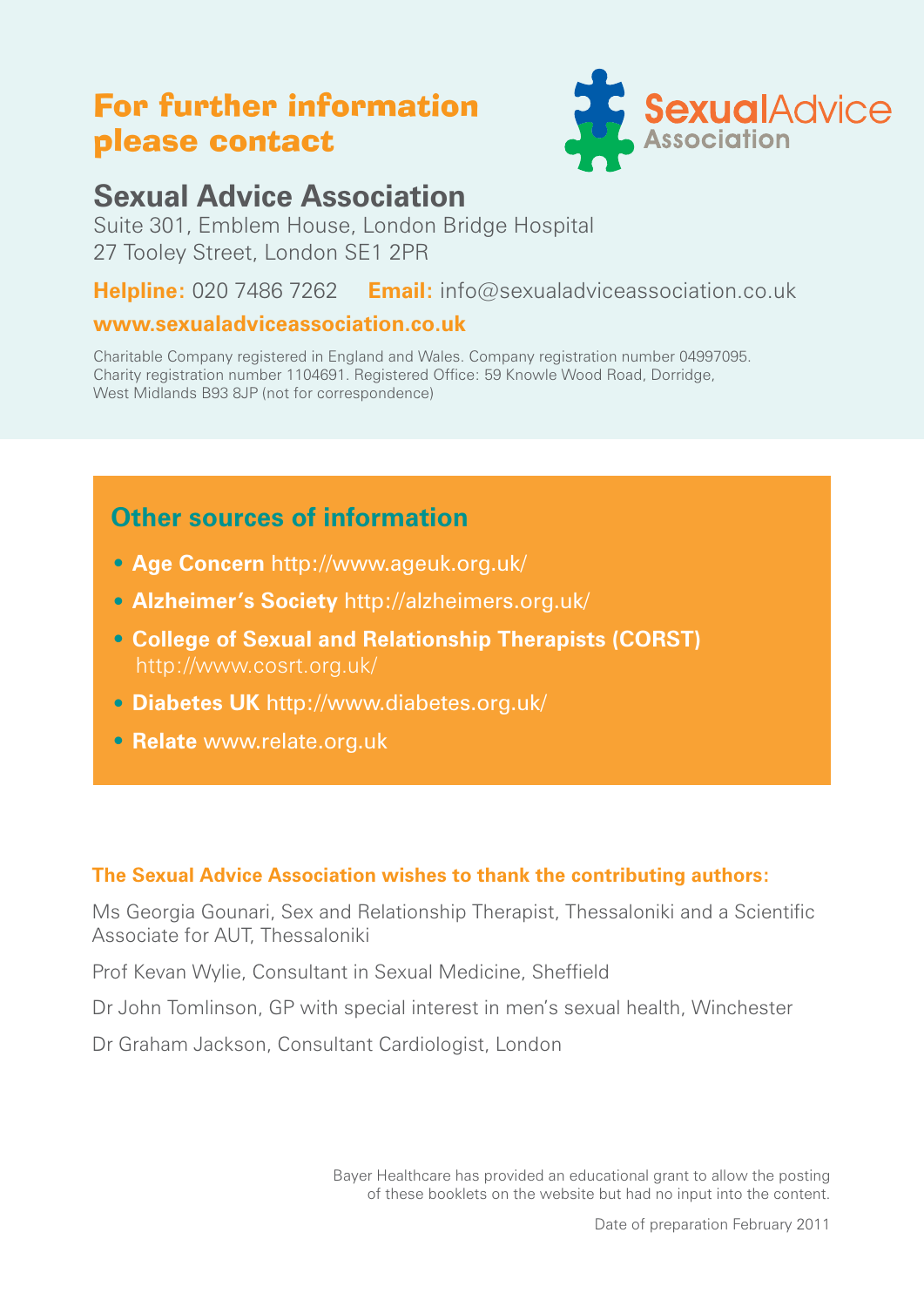# For further information please contact

Sexual Advice Association

## Sexual Advice Association

Suite 301, Emblem House, London Bridge Hospital
27 Tooley Street, London SE1 2PR

**Helpline:** 020 7486 7262 **Email:** info@sexualadviceassociation.co.uk

**www.sexualadviceassociation.co.uk**

Charitable Company registered in England and Wales. Company registration number 04997095. Charity registration number 1104691. Registered Office: 59 Knowle Wood Road, Dorridge, West Midlands B93 8JP (not for correspondence)

## Other sources of information

- **Age Concern** http://www.ageuk.org.uk/
- **Alzheimer's Society** http://alzheimers.org.uk/
- **College of Sexual and Relationship Therapists (CORST)** http://www.cosrt.org.uk/
- **Diabetes UK** http://www.diabetes.org.uk/
- **Relate** www.relate.org.uk

**The Sexual Advice Association wishes to thank the contributing authors:**

Ms Georgia Gounari, Sex and Relationship Therapist, Thessaloniki and a Scientific Associate for AUT, Thessaloniki

Prof Kevan Wylie, Consultant in Sexual Medicine, Sheffield

Dr John Tomlinson, GP with special interest in men's sexual health, Winchester

Dr Graham Jackson, Consultant Cardiologist, London

Bayer Healthcare has provided an educational grant to allow the posting of these booklets on the website but had no input into the content.

Date of preparation February 2011